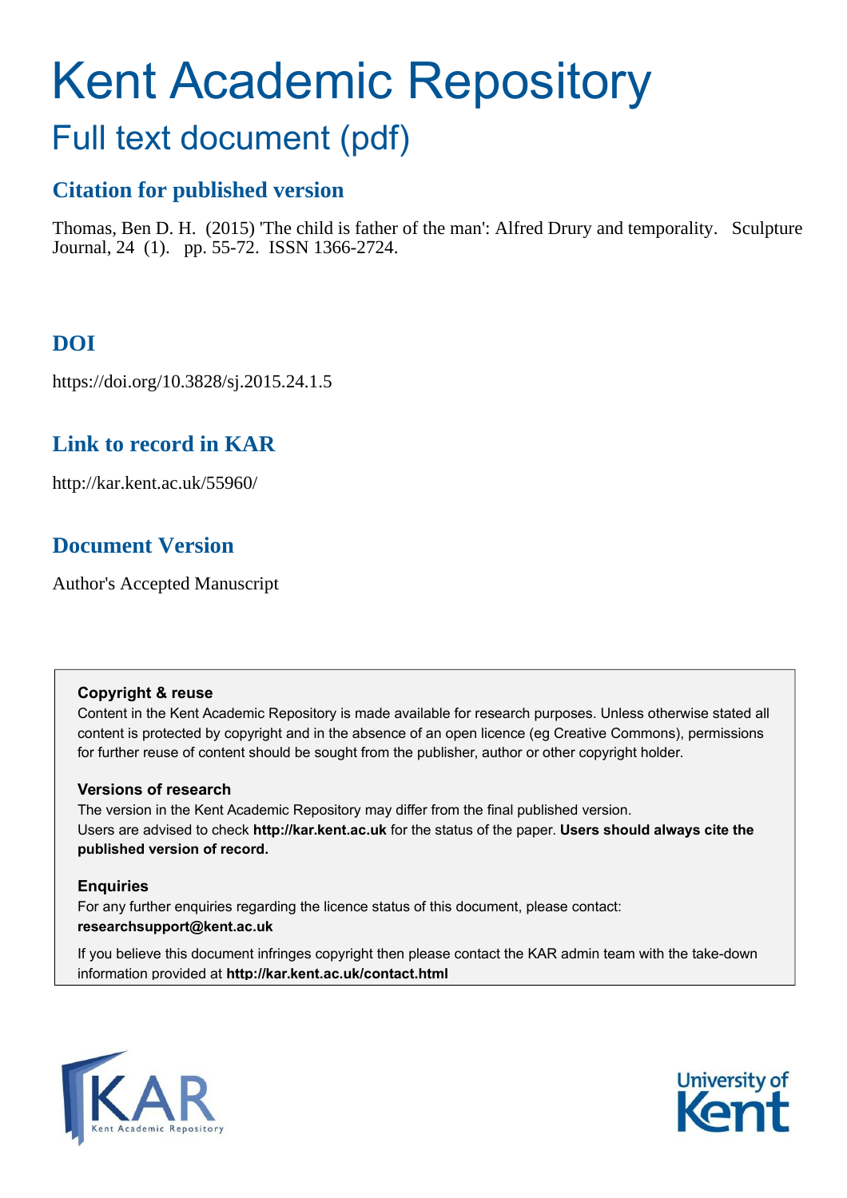# Kent Academic Repository

## Full text document (pdf)

### Citation for published version

Thomas, Ben D. H. (2015) 'The child is father of the man': Alfred Drury and temporality. Sculpture Journal, 24 (1). pp. 55-72. ISSN 1366-2724.

### DOI

https://doi.org/10.3828/sj.2015.24.1.5

### Link to record in KAR

http://kar.kent.ac.uk/55960/

### Document Version

Author's Accepted Manuscript

**Copyright & reuse**

Content in the Kent Academic Repository is made available for research purposes. Unless otherwise stated all content is protected by copyright and in the absence of an open licence (eg Creative Commons), permissions for further reuse of content should be sought from the publisher, author or other copyright holder.

**Versions of research**

The version in the Kent Academic Repository may differ from the final published version. Users are advised to check **http://kar.kent.ac.uk** for the status of the paper. **Users should always cite the published version of record.**

**Enquiries**

For any further enquiries regarding the licence status of this document, please contact: **researchsupport@kent.ac.uk**

If you believe this document infringes copyright then please contact the KAR admin team with the take-down information provided at **http://kar.kent.ac.uk/contact.html**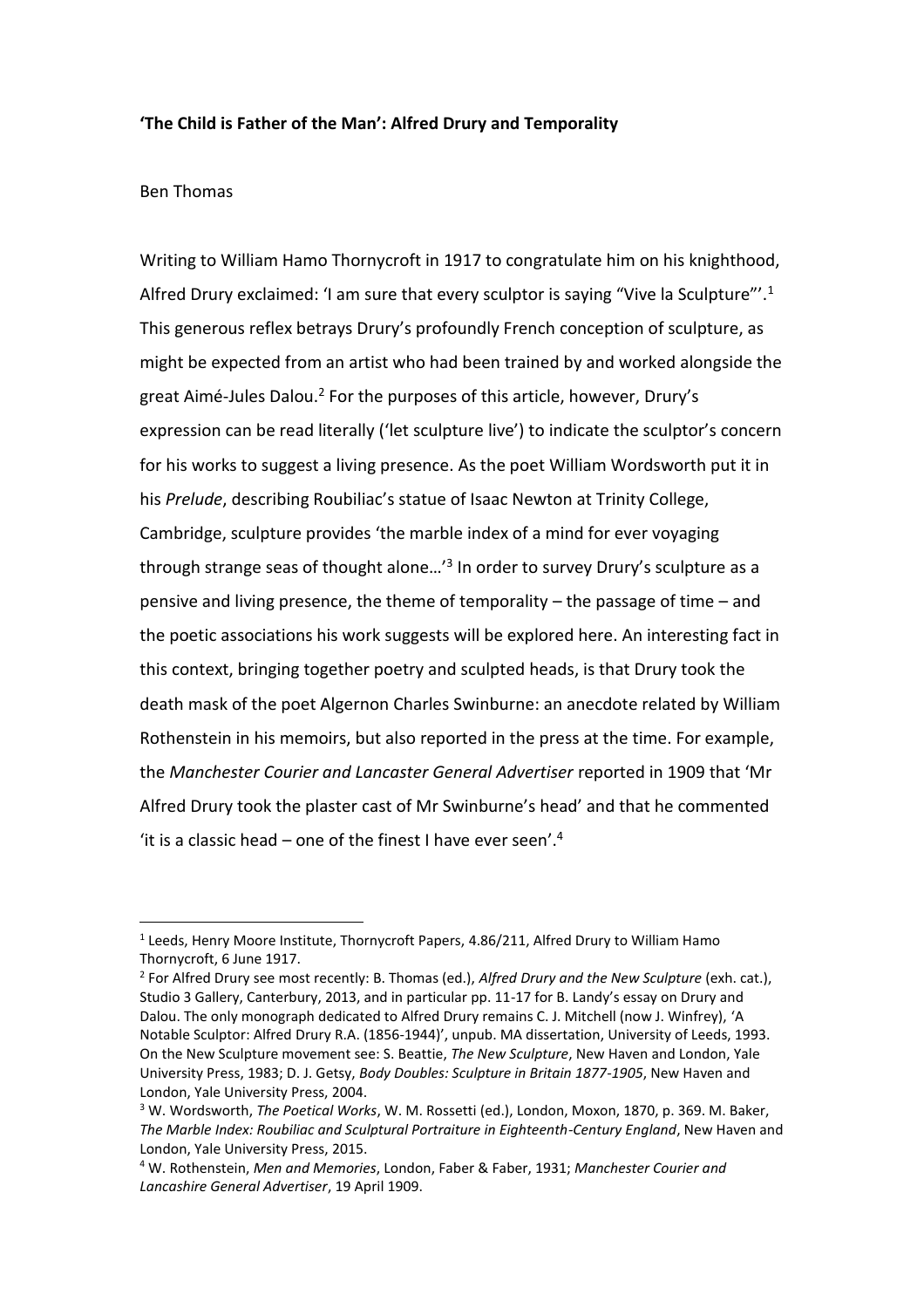**'The Child is Father of the Man': Alfred Drury and Temporality**

Ben Thomas

Writing to William Hamo Thornycroft in 1917 to congratulate him on his knighthood, Alfred Drury exclaimed: 'I am sure that every sculptor is saying "Vive la Sculpture"'.[1] This generous reflex betrays Drury's profoundly French conception of sculpture, as might be expected from an artist who had been trained by and worked alongside the great Aimé-Jules Dalou.[2] For the purposes of this article, however, Drury's expression can be read literally ('let sculpture live') to indicate the sculptor's concern for his works to suggest a living presence. As the poet William Wordsworth put it in his *Prelude*, describing Roubiliac's statue of Isaac Newton at Trinity College, Cambridge, sculpture provides 'the marble index of a mind for ever voyaging through strange seas of thought alone…'[3] In order to survey Drury's sculpture as a pensive and living presence, the theme of temporality – the passage of time – and the poetic associations his work suggests will be explored here. An interesting fact in this context, bringing together poetry and sculpted heads, is that Drury took the death mask of the poet Algernon Charles Swinburne: an anecdote related by William Rothenstein in his memoirs, but also reported in the press at the time. For example, the *Manchester Courier and Lancaster General Advertiser* reported in 1909 that 'Mr Alfred Drury took the plaster cast of Mr Swinburne's head' and that he commented 'it is a classic head – one of the finest I have ever seen'.[4]

---

[1] Leeds, Henry Moore Institute, Thornycroft Papers, 4.86/211, Alfred Drury to William Hamo Thornycroft, 6 June 1917.

[2] For Alfred Drury see most recently: B. Thomas (ed.), *Alfred Drury and the New Sculpture* (exh. cat.), Studio 3 Gallery, Canterbury, 2013, and in particular pp. 11-17 for B. Landy's essay on Drury and Dalou. The only monograph dedicated to Alfred Drury remains C. J. Mitchell (now J. Winfrey), 'A Notable Sculptor: Alfred Drury R.A. (1856-1944)', unpub. MA dissertation, University of Leeds, 1993. On the New Sculpture movement see: S. Beattie, *The New Sculpture*, New Haven and London, Yale University Press, 1983; D. J. Getsy, *Body Doubles: Sculpture in Britain 1877-1905*, New Haven and London, Yale University Press, 2004.

[3] W. Wordsworth, *The Poetical Works*, W. M. Rossetti (ed.), London, Moxon, 1870, p. 369. M. Baker, *The Marble Index: Roubiliac and Sculptural Portraiture in Eighteenth-Century England*, New Haven and London, Yale University Press, 2015.

[4] W. Rothenstein, *Men and Memories*, London, Faber & Faber, 1931; *Manchester Courier and Lancashire General Advertiser*, 19 April 1909.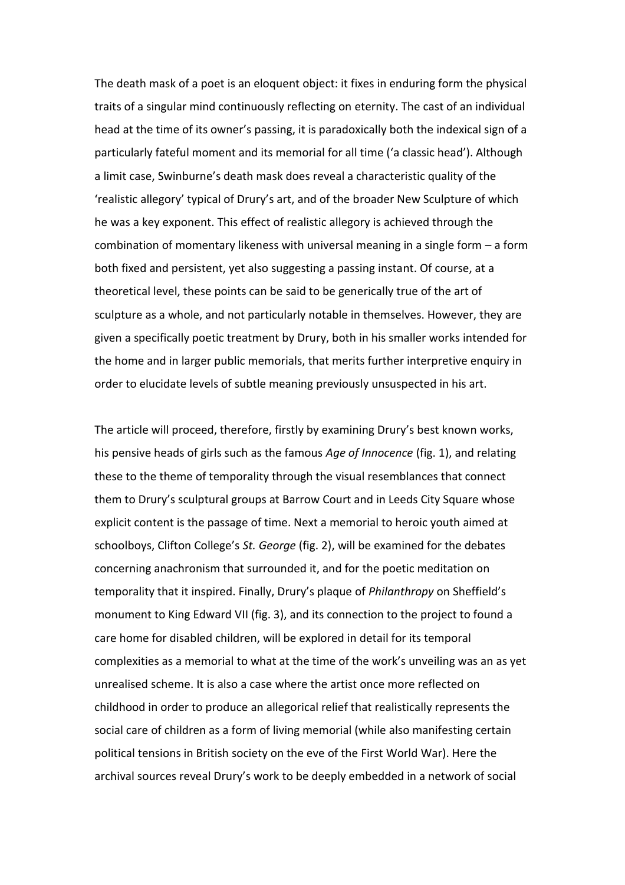The death mask of a poet is an eloquent object: it fixes in enduring form the physical traits of a singular mind continuously reflecting on eternity. The cast of an individual head at the time of its owner's passing, it is paradoxically both the indexical sign of a particularly fateful moment and its memorial for all time ('a classic head'). Although a limit case, Swinburne's death mask does reveal a characteristic quality of the 'realistic allegory' typical of Drury's art, and of the broader New Sculpture of which he was a key exponent. This effect of realistic allegory is achieved through the combination of momentary likeness with universal meaning in a single form – a form both fixed and persistent, yet also suggesting a passing instant. Of course, at a theoretical level, these points can be said to be generically true of the art of sculpture as a whole, and not particularly notable in themselves. However, they are given a specifically poetic treatment by Drury, both in his smaller works intended for the home and in larger public memorials, that merits further interpretive enquiry in order to elucidate levels of subtle meaning previously unsuspected in his art.

The article will proceed, therefore, firstly by examining Drury's best known works, his pensive heads of girls such as the famous *Age of Innocence* (fig. 1), and relating these to the theme of temporality through the visual resemblances that connect them to Drury's sculptural groups at Barrow Court and in Leeds City Square whose explicit content is the passage of time. Next a memorial to heroic youth aimed at schoolboys, Clifton College's *St. George* (fig. 2), will be examined for the debates concerning anachronism that surrounded it, and for the poetic meditation on temporality that it inspired. Finally, Drury's plaque of *Philanthropy* on Sheffield's monument to King Edward VII (fig. 3), and its connection to the project to found a care home for disabled children, will be explored in detail for its temporal complexities as a memorial to what at the time of the work's unveiling was an as yet unrealised scheme. It is also a case where the artist once more reflected on childhood in order to produce an allegorical relief that realistically represents the social care of children as a form of living memorial (while also manifesting certain political tensions in British society on the eve of the First World War). Here the archival sources reveal Drury's work to be deeply embedded in a network of social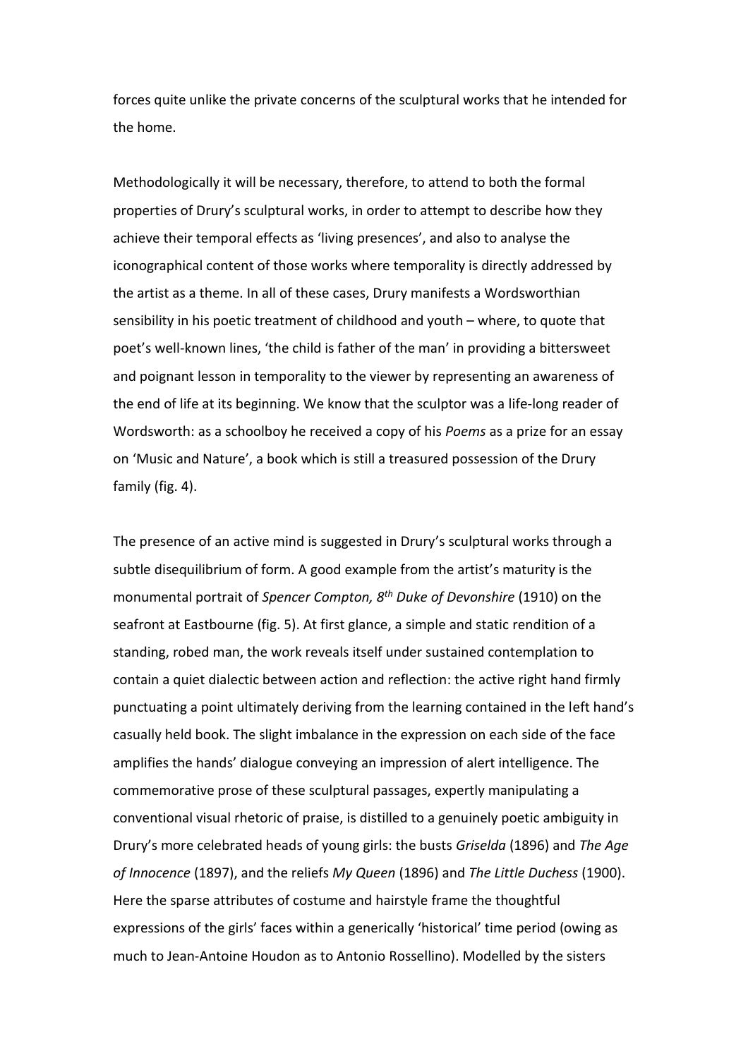forces quite unlike the private concerns of the sculptural works that he intended for the home.

Methodologically it will be necessary, therefore, to attend to both the formal properties of Drury's sculptural works, in order to attempt to describe how they achieve their temporal effects as 'living presences', and also to analyse the iconographical content of those works where temporality is directly addressed by the artist as a theme. In all of these cases, Drury manifests a Wordsworthian sensibility in his poetic treatment of childhood and youth – where, to quote that poet's well-known lines, 'the child is father of the man' in providing a bittersweet and poignant lesson in temporality to the viewer by representing an awareness of the end of life at its beginning. We know that the sculptor was a life-long reader of Wordsworth: as a schoolboy he received a copy of his *Poems* as a prize for an essay on 'Music and Nature', a book which is still a treasured possession of the Drury family (fig. 4).

The presence of an active mind is suggested in Drury's sculptural works through a subtle disequilibrium of form. A good example from the artist's maturity is the monumental portrait of *Spencer Compton, 8th Duke of Devonshire* (1910) on the seafront at Eastbourne (fig. 5). At first glance, a simple and static rendition of a standing, robed man, the work reveals itself under sustained contemplation to contain a quiet dialectic between action and reflection: the active right hand firmly punctuating a point ultimately deriving from the learning contained in the left hand's casually held book. The slight imbalance in the expression on each side of the face amplifies the hands' dialogue conveying an impression of alert intelligence. The commemorative prose of these sculptural passages, expertly manipulating a conventional visual rhetoric of praise, is distilled to a genuinely poetic ambiguity in Drury's more celebrated heads of young girls: the busts *Griselda* (1896) and *The Age of Innocence* (1897), and the reliefs *My Queen* (1896) and *The Little Duchess* (1900). Here the sparse attributes of costume and hairstyle frame the thoughtful expressions of the girls' faces within a generically 'historical' time period (owing as much to Jean-Antoine Houdon as to Antonio Rossellino). Modelled by the sisters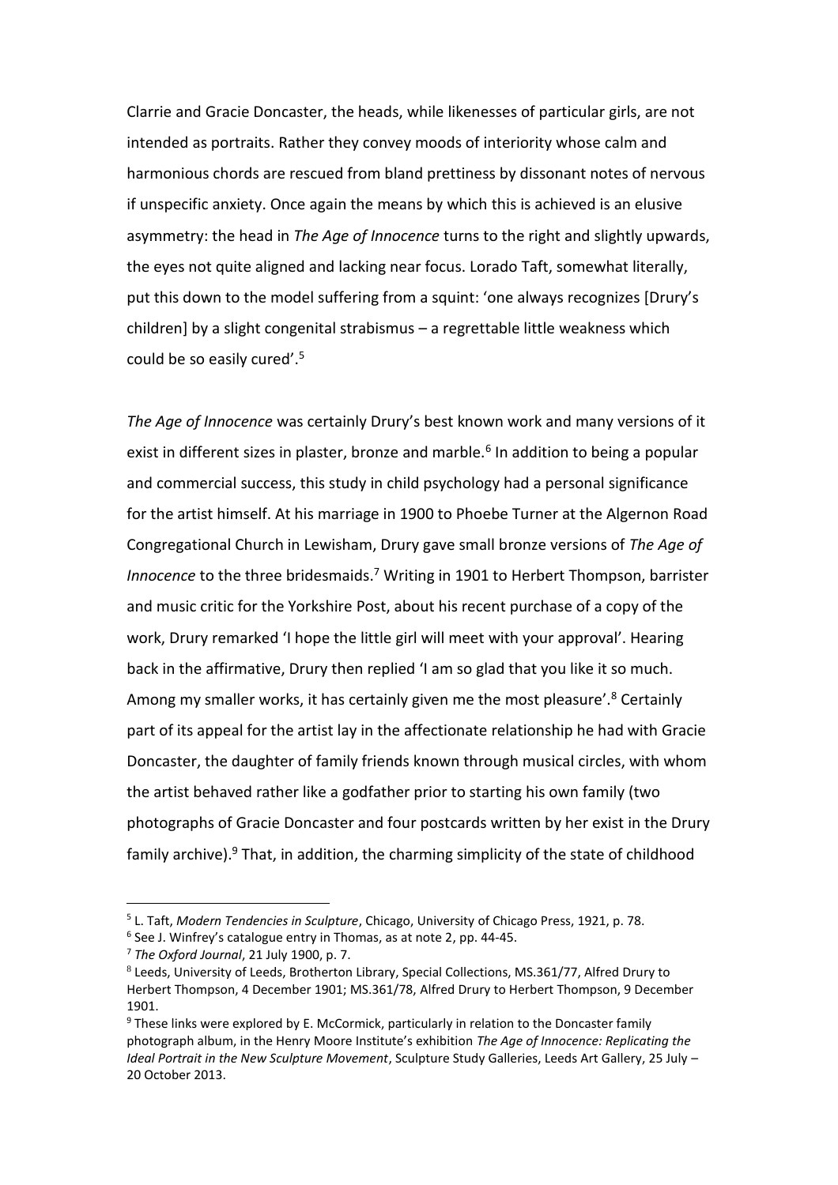Clarrie and Gracie Doncaster, the heads, while likenesses of particular girls, are not intended as portraits. Rather they convey moods of interiority whose calm and harmonious chords are rescued from bland prettiness by dissonant notes of nervous if unspecific anxiety. Once again the means by which this is achieved is an elusive asymmetry: the head in *The Age of Innocence* turns to the right and slightly upwards, the eyes not quite aligned and lacking near focus. Lorado Taft, somewhat literally, put this down to the model suffering from a squint: 'one always recognizes [Drury's children] by a slight congenital strabismus – a regrettable little weakness which could be so easily cured'.[5]

*The Age of Innocence* was certainly Drury's best known work and many versions of it exist in different sizes in plaster, bronze and marble.[6] In addition to being a popular and commercial success, this study in child psychology had a personal significance for the artist himself. At his marriage in 1900 to Phoebe Turner at the Algernon Road Congregational Church in Lewisham, Drury gave small bronze versions of *The Age of Innocence* to the three bridesmaids.[7] Writing in 1901 to Herbert Thompson, barrister and music critic for the Yorkshire Post, about his recent purchase of a copy of the work, Drury remarked 'I hope the little girl will meet with your approval'. Hearing back in the affirmative, Drury then replied 'I am so glad that you like it so much. Among my smaller works, it has certainly given me the most pleasure'.[8] Certainly part of its appeal for the artist lay in the affectionate relationship he had with Gracie Doncaster, the daughter of family friends known through musical circles, with whom the artist behaved rather like a godfather prior to starting his own family (two photographs of Gracie Doncaster and four postcards written by her exist in the Drury family archive).[9] That, in addition, the charming simplicity of the state of childhood

---

[5] L. Taft, *Modern Tendencies in Sculpture*, Chicago, University of Chicago Press, 1921, p. 78.

[6] See J. Winfrey's catalogue entry in Thomas, as at note 2, pp. 44-45.

[7] *The Oxford Journal*, 21 July 1900, p. 7.

[8] Leeds, University of Leeds, Brotherton Library, Special Collections, MS.361/77, Alfred Drury to Herbert Thompson, 4 December 1901; MS.361/78, Alfred Drury to Herbert Thompson, 9 December 1901.

[9] These links were explored by E. McCormick, particularly in relation to the Doncaster family photograph album, in the Henry Moore Institute's exhibition *The Age of Innocence: Replicating the Ideal Portrait in the New Sculpture Movement*, Sculpture Study Galleries, Leeds Art Gallery, 25 July – 20 October 2013.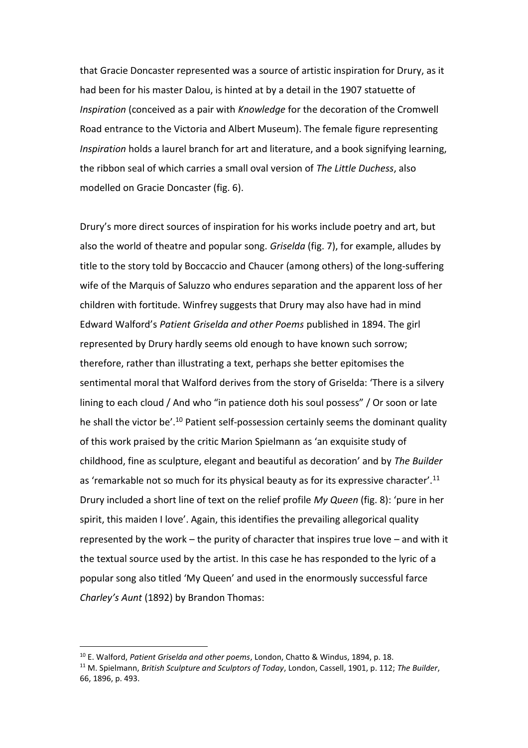that Gracie Doncaster represented was a source of artistic inspiration for Drury, as it had been for his master Dalou, is hinted at by a detail in the 1907 statuette of *Inspiration* (conceived as a pair with *Knowledge* for the decoration of the Cromwell Road entrance to the Victoria and Albert Museum). The female figure representing *Inspiration* holds a laurel branch for art and literature, and a book signifying learning, the ribbon seal of which carries a small oval version of *The Little Duchess*, also modelled on Gracie Doncaster (fig. 6).

Drury's more direct sources of inspiration for his works include poetry and art, but also the world of theatre and popular song. *Griselda* (fig. 7), for example, alludes by title to the story told by Boccaccio and Chaucer (among others) of the long-suffering wife of the Marquis of Saluzzo who endures separation and the apparent loss of her children with fortitude. Winfrey suggests that Drury may also have had in mind Edward Walford's *Patient Griselda and other Poems* published in 1894. The girl represented by Drury hardly seems old enough to have known such sorrow; therefore, rather than illustrating a text, perhaps she better epitomises the sentimental moral that Walford derives from the story of Griselda: 'There is a silvery lining to each cloud / And who "in patience doth his soul possess" / Or soon or late he shall the victor be'.[10] Patient self-possession certainly seems the dominant quality of this work praised by the critic Marion Spielmann as 'an exquisite study of childhood, fine as sculpture, elegant and beautiful as decoration' and by *The Builder* as 'remarkable not so much for its physical beauty as for its expressive character'.[11] Drury included a short line of text on the relief profile *My Queen* (fig. 8): 'pure in her spirit, this maiden I love'. Again, this identifies the prevailing allegorical quality represented by the work – the purity of character that inspires true love – and with it the textual source used by the artist. In this case he has responded to the lyric of a popular song also titled 'My Queen' and used in the enormously successful farce *Charley's Aunt* (1892) by Brandon Thomas:

[10] E. Walford, *Patient Griselda and other poems*, London, Chatto & Windus, 1894, p. 18.

[11] M. Spielmann, *British Sculpture and Sculptors of Today*, London, Cassell, 1901, p. 112; *The Builder*, 66, 1896, p. 493.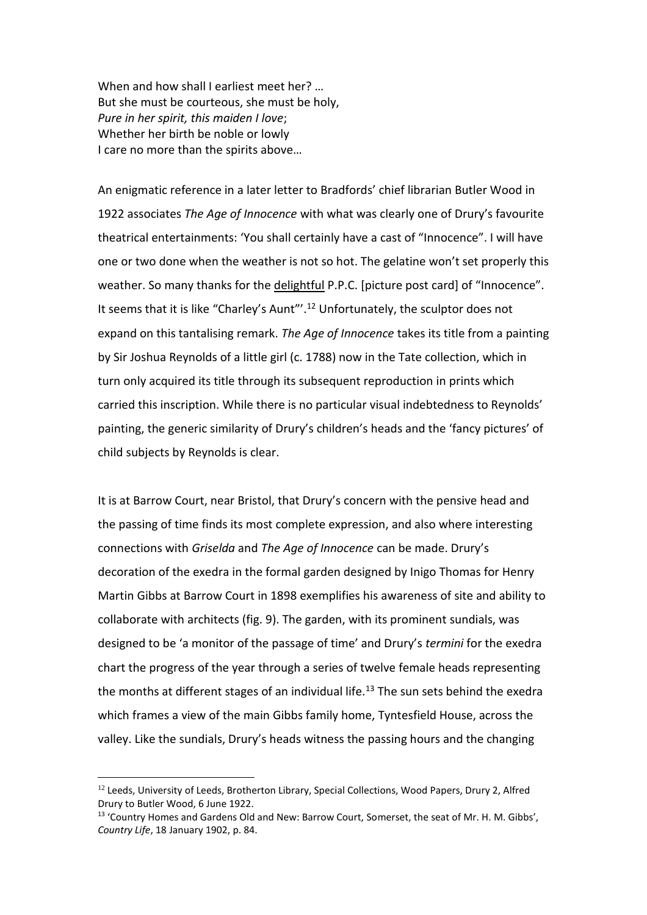When and how shall I earliest meet her? …  
But she must be courteous, she must be holy,  
*Pure in her spirit, this maiden I love*;  
Whether her birth be noble or lowly  
I care no more than the spirits above…

An enigmatic reference in a later letter to Bradfords' chief librarian Butler Wood in 1922 associates *The Age of Innocence* with what was clearly one of Drury's favourite theatrical entertainments: 'You shall certainly have a cast of "Innocence". I will have one or two done when the weather is not so hot. The gelatine won't set properly this weather. So many thanks for the <u>delightful</u> P.P.C. [picture post card] of "Innocence". It seems that it is like "Charley's Aunt"'.[12] Unfortunately, the sculptor does not expand on this tantalising remark. *The Age of Innocence* takes its title from a painting by Sir Joshua Reynolds of a little girl (c. 1788) now in the Tate collection, which in turn only acquired its title through its subsequent reproduction in prints which carried this inscription. While there is no particular visual indebtedness to Reynolds' painting, the generic similarity of Drury's children's heads and the 'fancy pictures' of child subjects by Reynolds is clear.

It is at Barrow Court, near Bristol, that Drury's concern with the pensive head and the passing of time finds its most complete expression, and also where interesting connections with *Griselda* and *The Age of Innocence* can be made. Drury's decoration of the exedra in the formal garden designed by Inigo Thomas for Henry Martin Gibbs at Barrow Court in 1898 exemplifies his awareness of site and ability to collaborate with architects (fig. 9). The garden, with its prominent sundials, was designed to be 'a monitor of the passage of time' and Drury's *termini* for the exedra chart the progress of the year through a series of twelve female heads representing the months at different stages of an individual life.[13] The sun sets behind the exedra which frames a view of the main Gibbs family home, Tyntesfield House, across the valley. Like the sundials, Drury's heads witness the passing hours and the changing

---

[12] Leeds, University of Leeds, Brotherton Library, Special Collections, Wood Papers, Drury 2, Alfred Drury to Butler Wood, 6 June 1922.

[13] 'Country Homes and Gardens Old and New: Barrow Court, Somerset, the seat of Mr. H. M. Gibbs', *Country Life*, 18 January 1902, p. 84.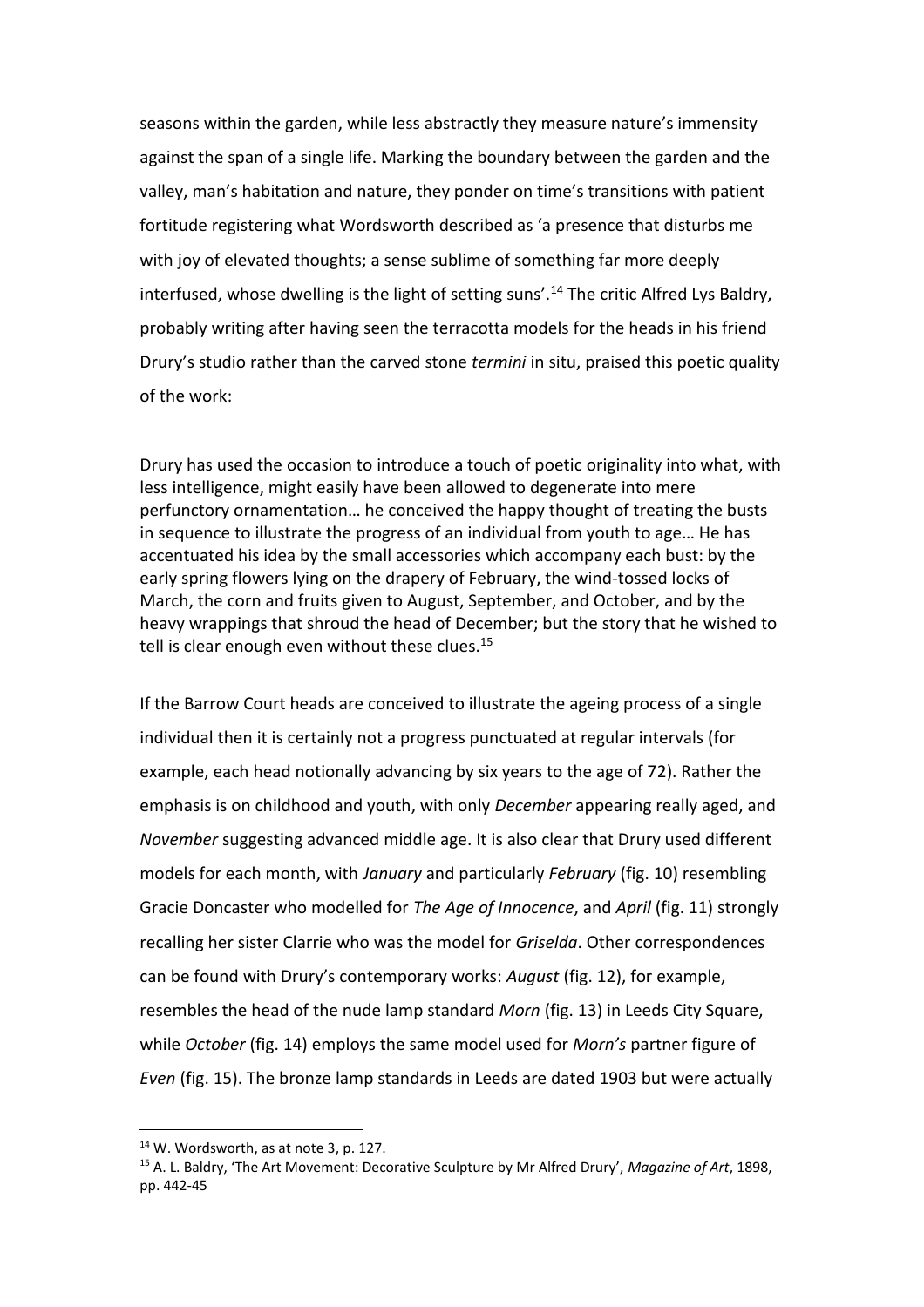seasons within the garden, while less abstractly they measure nature's immensity against the span of a single life. Marking the boundary between the garden and the valley, man's habitation and nature, they ponder on time's transitions with patient fortitude registering what Wordsworth described as 'a presence that disturbs me with joy of elevated thoughts; a sense sublime of something far more deeply interfused, whose dwelling is the light of setting suns'.[14] The critic Alfred Lys Baldry, probably writing after having seen the terracotta models for the heads in his friend Drury's studio rather than the carved stone *termini* in situ, praised this poetic quality of the work:

> Drury has used the occasion to introduce a touch of poetic originality into what, with less intelligence, might easily have been allowed to degenerate into mere perfunctory ornamentation… he conceived the happy thought of treating the busts in sequence to illustrate the progress of an individual from youth to age… He has accentuated his idea by the small accessories which accompany each bust: by the early spring flowers lying on the drapery of February, the wind-tossed locks of March, the corn and fruits given to August, September, and October, and by the heavy wrappings that shroud the head of December; but the story that he wished to tell is clear enough even without these clues.[15]

If the Barrow Court heads are conceived to illustrate the ageing process of a single individual then it is certainly not a progress punctuated at regular intervals (for example, each head notionally advancing by six years to the age of 72). Rather the emphasis is on childhood and youth, with only *December* appearing really aged, and *November* suggesting advanced middle age. It is also clear that Drury used different models for each month, with *January* and particularly *February* (fig. 10) resembling Gracie Doncaster who modelled for *The Age of Innocence*, and *April* (fig. 11) strongly recalling her sister Clarrie who was the model for *Griselda*. Other correspondences can be found with Drury's contemporary works: *August* (fig. 12), for example, resembles the head of the nude lamp standard *Morn* (fig. 13) in Leeds City Square, while *October* (fig. 14) employs the same model used for *Morn's* partner figure of *Even* (fig. 15). The bronze lamp standards in Leeds are dated 1903 but were actually

---

[14] W. Wordsworth, as at note 3, p. 127.

[15] A. L. Baldry, 'The Art Movement: Decorative Sculpture by Mr Alfred Drury', *Magazine of Art*, 1898, pp. 442-45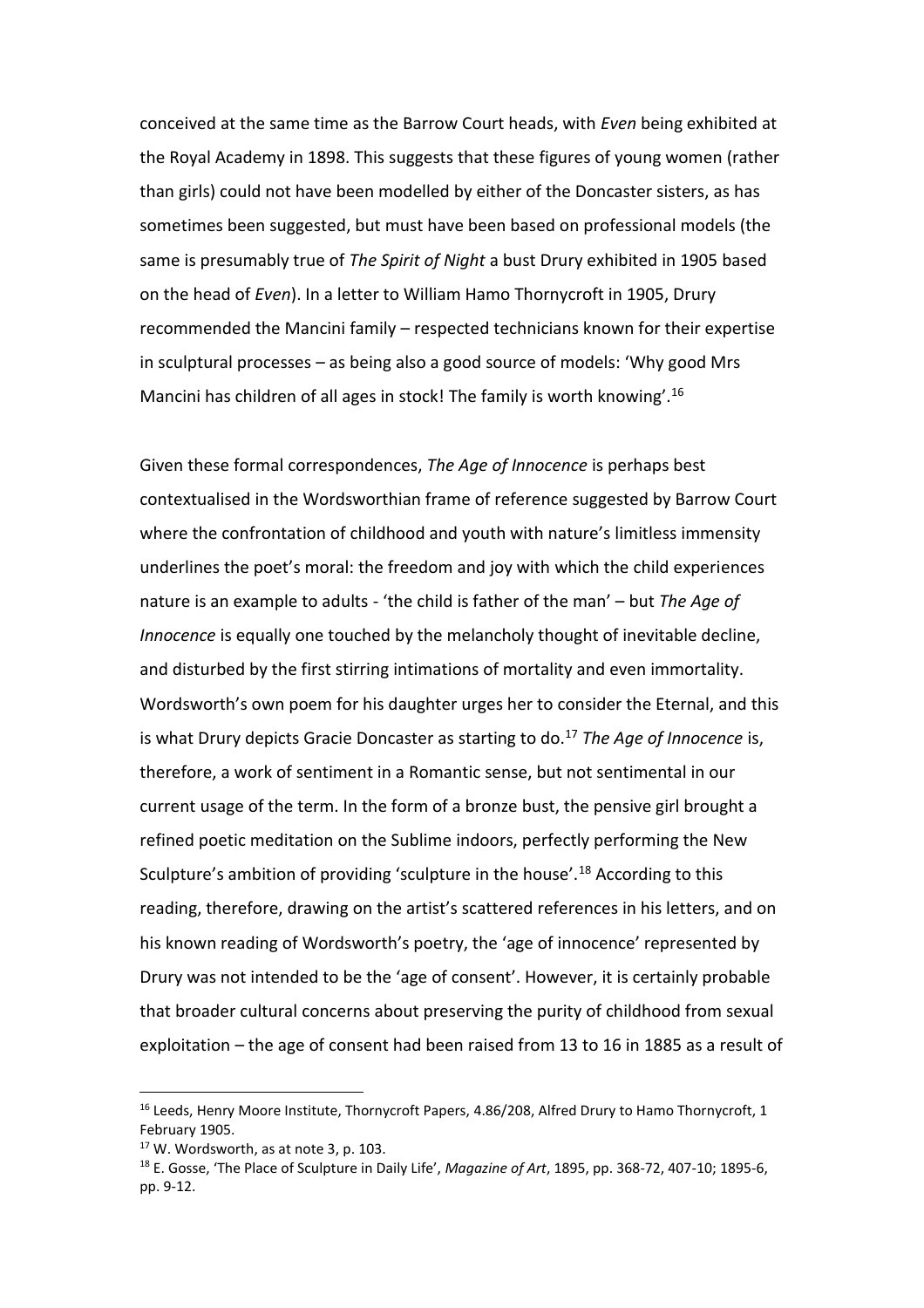conceived at the same time as the Barrow Court heads, with *Even* being exhibited at the Royal Academy in 1898. This suggests that these figures of young women (rather than girls) could not have been modelled by either of the Doncaster sisters, as has sometimes been suggested, but must have been based on professional models (the same is presumably true of *The Spirit of Night* a bust Drury exhibited in 1905 based on the head of *Even*). In a letter to William Hamo Thornycroft in 1905, Drury recommended the Mancini family – respected technicians known for their expertise in sculptural processes – as being also a good source of models: 'Why good Mrs Mancini has children of all ages in stock! The family is worth knowing'.[16]

Given these formal correspondences, *The Age of Innocence* is perhaps best contextualised in the Wordsworthian frame of reference suggested by Barrow Court where the confrontation of childhood and youth with nature's limitless immensity underlines the poet's moral: the freedom and joy with which the child experiences nature is an example to adults - 'the child is father of the man' – but *The Age of Innocence* is equally one touched by the melancholy thought of inevitable decline, and disturbed by the first stirring intimations of mortality and even immortality. Wordsworth's own poem for his daughter urges her to consider the Eternal, and this is what Drury depicts Gracie Doncaster as starting to do.[17] *The Age of Innocence* is, therefore, a work of sentiment in a Romantic sense, but not sentimental in our current usage of the term. In the form of a bronze bust, the pensive girl brought a refined poetic meditation on the Sublime indoors, perfectly performing the New Sculpture's ambition of providing 'sculpture in the house'.[18] According to this reading, therefore, drawing on the artist's scattered references in his letters, and on his known reading of Wordsworth's poetry, the 'age of innocence' represented by Drury was not intended to be the 'age of consent'. However, it is certainly probable that broader cultural concerns about preserving the purity of childhood from sexual exploitation – the age of consent had been raised from 13 to 16 in 1885 as a result of

---

[16] Leeds, Henry Moore Institute, Thornycroft Papers, 4.86/208, Alfred Drury to Hamo Thornycroft, 1 February 1905.

[17] W. Wordsworth, as at note 3, p. 103.

[18] E. Gosse, 'The Place of Sculpture in Daily Life', *Magazine of Art*, 1895, pp. 368-72, 407-10; 1895-6, pp. 9-12.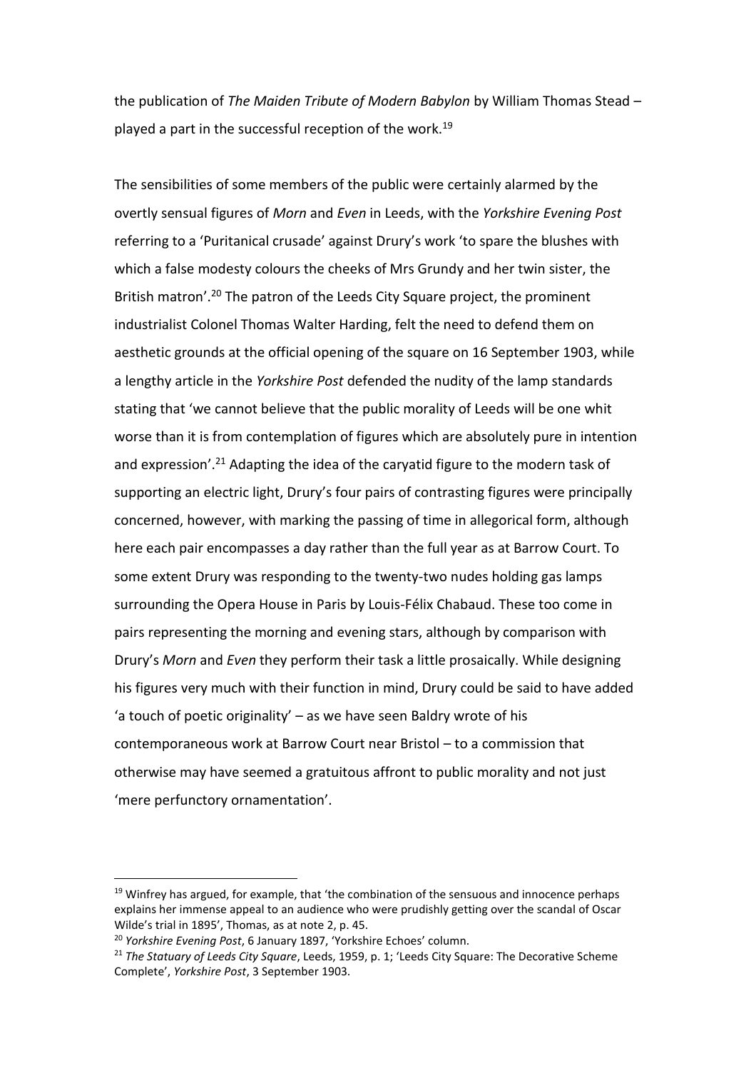the publication of *The Maiden Tribute of Modern Babylon* by William Thomas Stead – played a part in the successful reception of the work.[19]

The sensibilities of some members of the public were certainly alarmed by the overtly sensual figures of *Morn* and *Even* in Leeds, with the *Yorkshire Evening Post* referring to a 'Puritanical crusade' against Drury's work 'to spare the blushes with which a false modesty colours the cheeks of Mrs Grundy and her twin sister, the British matron'.[20] The patron of the Leeds City Square project, the prominent industrialist Colonel Thomas Walter Harding, felt the need to defend them on aesthetic grounds at the official opening of the square on 16 September 1903, while a lengthy article in the *Yorkshire Post* defended the nudity of the lamp standards stating that 'we cannot believe that the public morality of Leeds will be one whit worse than it is from contemplation of figures which are absolutely pure in intention and expression'.[21] Adapting the idea of the caryatid figure to the modern task of supporting an electric light, Drury's four pairs of contrasting figures were principally concerned, however, with marking the passing of time in allegorical form, although here each pair encompasses a day rather than the full year as at Barrow Court. To some extent Drury was responding to the twenty-two nudes holding gas lamps surrounding the Opera House in Paris by Louis-Félix Chabaud. These too come in pairs representing the morning and evening stars, although by comparison with Drury's *Morn* and *Even* they perform their task a little prosaically. While designing his figures very much with their function in mind, Drury could be said to have added 'a touch of poetic originality' – as we have seen Baldry wrote of his contemporaneous work at Barrow Court near Bristol – to a commission that otherwise may have seemed a gratuitous affront to public morality and not just 'mere perfunctory ornamentation'.

---

[19] Winfrey has argued, for example, that 'the combination of the sensuous and innocence perhaps explains her immense appeal to an audience who were prudishly getting over the scandal of Oscar Wilde's trial in 1895', Thomas, as at note 2, p. 45.

[20] *Yorkshire Evening Post*, 6 January 1897, 'Yorkshire Echoes' column.

[21] *The Statuary of Leeds City Square*, Leeds, 1959, p. 1; 'Leeds City Square: The Decorative Scheme Complete', *Yorkshire Post*, 3 September 1903.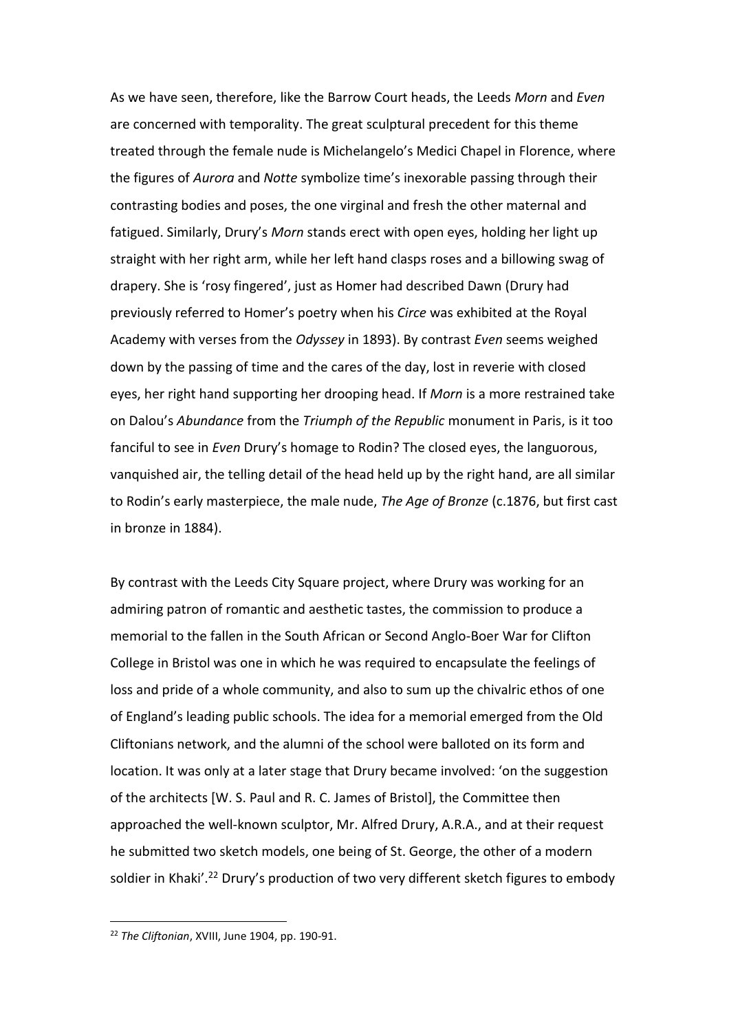As we have seen, therefore, like the Barrow Court heads, the Leeds *Morn* and *Even* are concerned with temporality. The great sculptural precedent for this theme treated through the female nude is Michelangelo's Medici Chapel in Florence, where the figures of *Aurora* and *Notte* symbolize time's inexorable passing through their contrasting bodies and poses, the one virginal and fresh the other maternal and fatigued. Similarly, Drury's *Morn* stands erect with open eyes, holding her light up straight with her right arm, while her left hand clasps roses and a billowing swag of drapery. She is 'rosy fingered', just as Homer had described Dawn (Drury had previously referred to Homer's poetry when his *Circe* was exhibited at the Royal Academy with verses from the *Odyssey* in 1893). By contrast *Even* seems weighed down by the passing of time and the cares of the day, lost in reverie with closed eyes, her right hand supporting her drooping head. If *Morn* is a more restrained take on Dalou's *Abundance* from the *Triumph of the Republic* monument in Paris, is it too fanciful to see in *Even* Drury's homage to Rodin? The closed eyes, the languorous, vanquished air, the telling detail of the head held up by the right hand, are all similar to Rodin's early masterpiece, the male nude, *The Age of Bronze* (c.1876, but first cast in bronze in 1884).

By contrast with the Leeds City Square project, where Drury was working for an admiring patron of romantic and aesthetic tastes, the commission to produce a memorial to the fallen in the South African or Second Anglo-Boer War for Clifton College in Bristol was one in which he was required to encapsulate the feelings of loss and pride of a whole community, and also to sum up the chivalric ethos of one of England's leading public schools. The idea for a memorial emerged from the Old Cliftonians network, and the alumni of the school were balloted on its form and location. It was only at a later stage that Drury became involved: 'on the suggestion of the architects [W. S. Paul and R. C. James of Bristol], the Committee then approached the well-known sculptor, Mr. Alfred Drury, A.R.A., and at their request he submitted two sketch models, one being of St. George, the other of a modern soldier in Khaki'.[22] Drury's production of two very different sketch figures to embody

[22] *The Cliftonian*, XVIII, June 1904, pp. 190-91.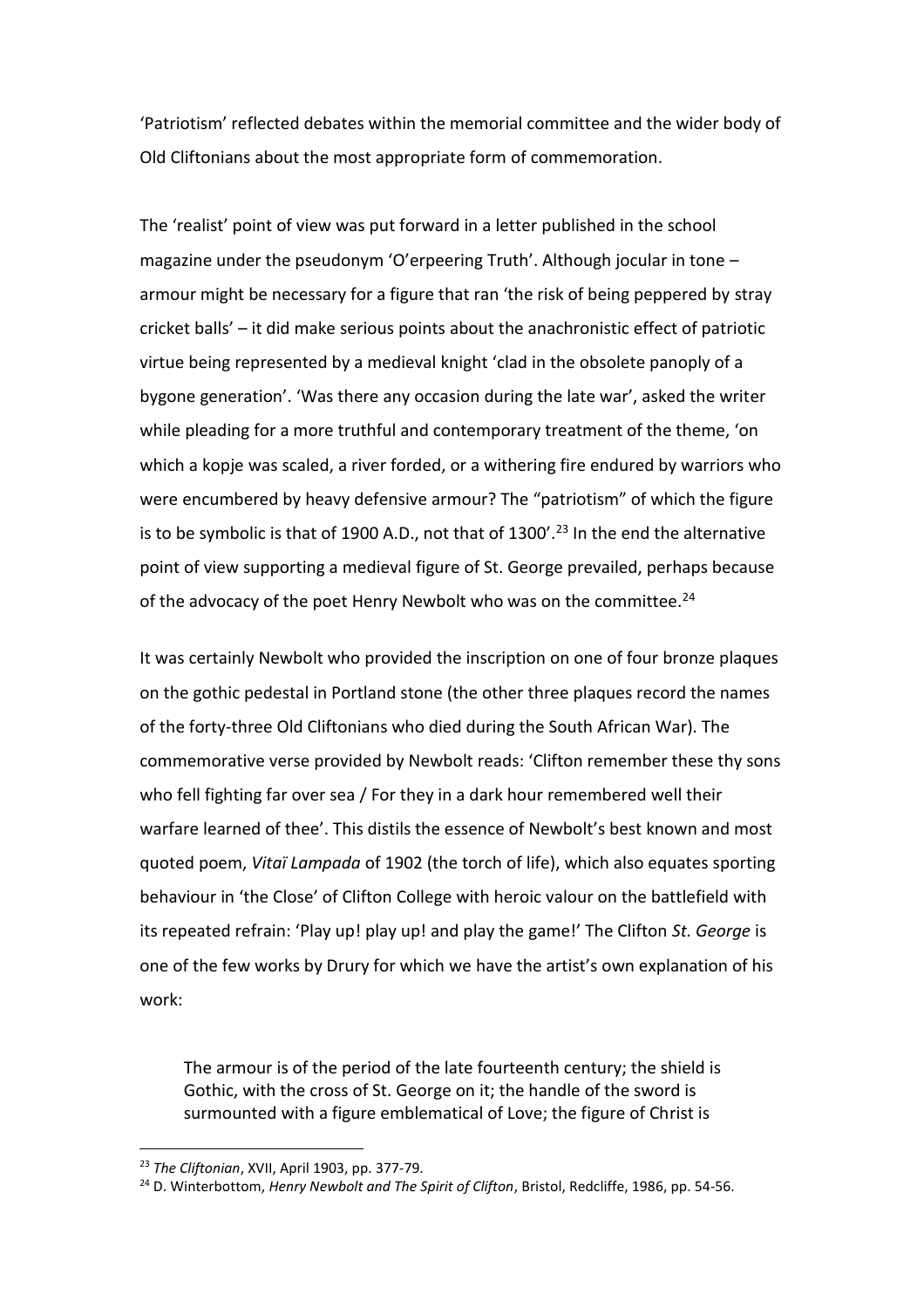'Patriotism' reflected debates within the memorial committee and the wider body of Old Cliftonians about the most appropriate form of commemoration.

The 'realist' point of view was put forward in a letter published in the school magazine under the pseudonym 'O'erpeering Truth'. Although jocular in tone – armour might be necessary for a figure that ran 'the risk of being peppered by stray cricket balls' – it did make serious points about the anachronistic effect of patriotic virtue being represented by a medieval knight 'clad in the obsolete panoply of a bygone generation'. 'Was there any occasion during the late war', asked the writer while pleading for a more truthful and contemporary treatment of the theme, 'on which a kopje was scaled, a river forded, or a withering fire endured by warriors who were encumbered by heavy defensive armour? The "patriotism" of which the figure is to be symbolic is that of 1900 A.D., not that of 1300'.[23] In the end the alternative point of view supporting a medieval figure of St. George prevailed, perhaps because of the advocacy of the poet Henry Newbolt who was on the committee.[24]

It was certainly Newbolt who provided the inscription on one of four bronze plaques on the gothic pedestal in Portland stone (the other three plaques record the names of the forty-three Old Cliftonians who died during the South African War). The commemorative verse provided by Newbolt reads: 'Clifton remember these thy sons who fell fighting far over sea / For they in a dark hour remembered well their warfare learned of thee'. This distils the essence of Newbolt's best known and most quoted poem, *Vitaï Lampada* of 1902 (the torch of life), which also equates sporting behaviour in 'the Close' of Clifton College with heroic valour on the battlefield with its repeated refrain: 'Play up! play up! and play the game!' The Clifton *St. George* is one of the few works by Drury for which we have the artist's own explanation of his work:

> The armour is of the period of the late fourteenth century; the shield is Gothic, with the cross of St. George on it; the handle of the sword is surmounted with a figure emblematical of Love; the figure of Christ is

[23] *The Cliftonian*, XVII, April 1903, pp. 377-79.

[24] D. Winterbottom, *Henry Newbolt and The Spirit of Clifton*, Bristol, Redcliffe, 1986, pp. 54-56.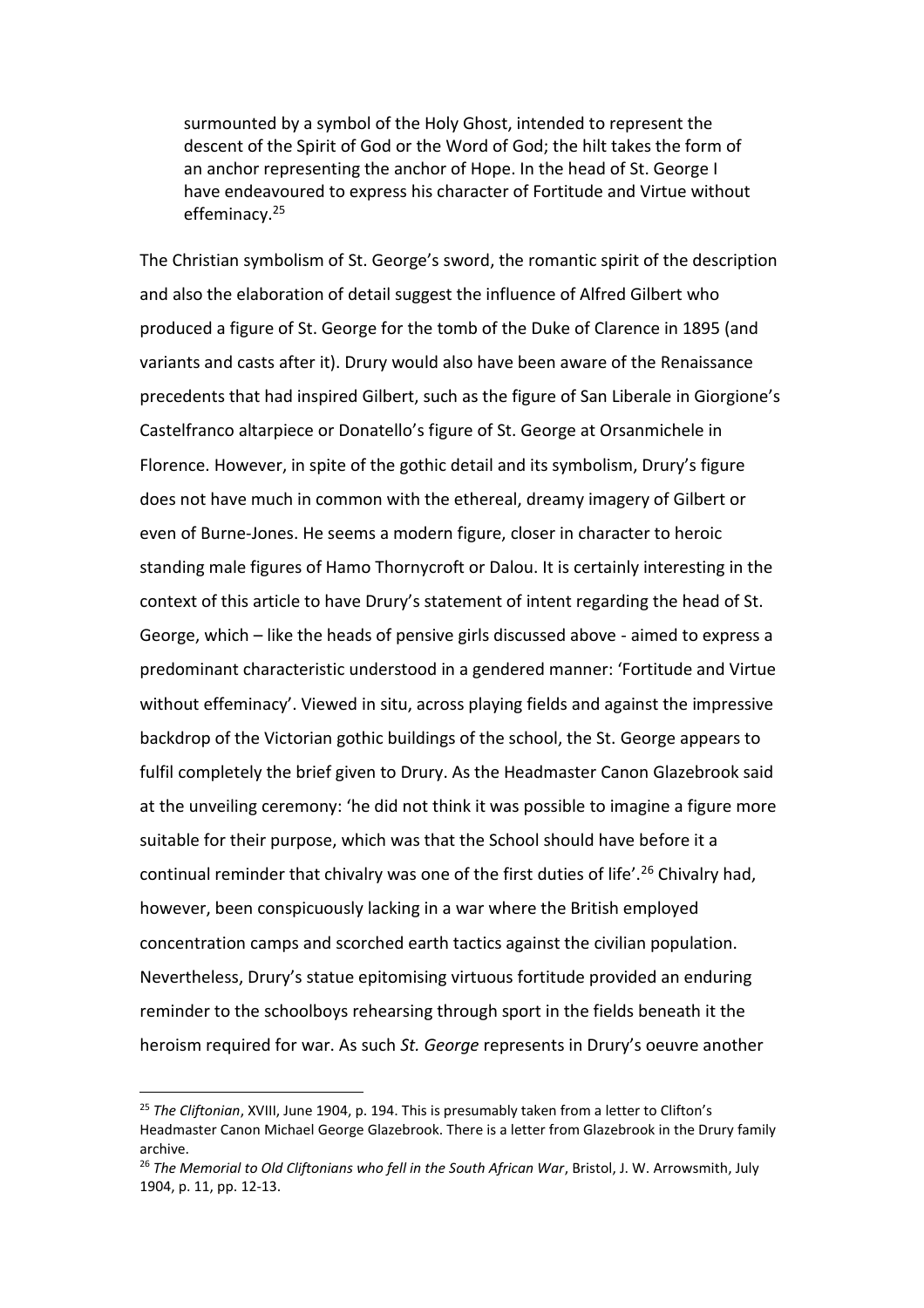> surmounted by a symbol of the Holy Ghost, intended to represent the descent of the Spirit of God or the Word of God; the hilt takes the form of an anchor representing the anchor of Hope. In the head of St. George I have endeavoured to express his character of Fortitude and Virtue without effeminacy.[25]

The Christian symbolism of St. George's sword, the romantic spirit of the description and also the elaboration of detail suggest the influence of Alfred Gilbert who produced a figure of St. George for the tomb of the Duke of Clarence in 1895 (and variants and casts after it). Drury would also have been aware of the Renaissance precedents that had inspired Gilbert, such as the figure of San Liberale in Giorgione's Castelfranco altarpiece or Donatello's figure of St. George at Orsanmichele in Florence. However, in spite of the gothic detail and its symbolism, Drury's figure does not have much in common with the ethereal, dreamy imagery of Gilbert or even of Burne-Jones. He seems a modern figure, closer in character to heroic standing male figures of Hamo Thornycroft or Dalou. It is certainly interesting in the context of this article to have Drury's statement of intent regarding the head of St. George, which – like the heads of pensive girls discussed above - aimed to express a predominant characteristic understood in a gendered manner: 'Fortitude and Virtue without effeminacy'. Viewed in situ, across playing fields and against the impressive backdrop of the Victorian gothic buildings of the school, the St. George appears to fulfil completely the brief given to Drury. As the Headmaster Canon Glazebrook said at the unveiling ceremony: 'he did not think it was possible to imagine a figure more suitable for their purpose, which was that the School should have before it a continual reminder that chivalry was one of the first duties of life'.[26] Chivalry had, however, been conspicuously lacking in a war where the British employed concentration camps and scorched earth tactics against the civilian population. Nevertheless, Drury's statue epitomising virtuous fortitude provided an enduring reminder to the schoolboys rehearsing through sport in the fields beneath it the heroism required for war. As such *St. George* represents in Drury's oeuvre another

[25] *The Cliftonian*, XVIII, June 1904, p. 194. This is presumably taken from a letter to Clifton's Headmaster Canon Michael George Glazebrook. There is a letter from Glazebrook in the Drury family archive.

[26] *The Memorial to Old Cliftonians who fell in the South African War*, Bristol, J. W. Arrowsmith, July 1904, p. 11, pp. 12-13.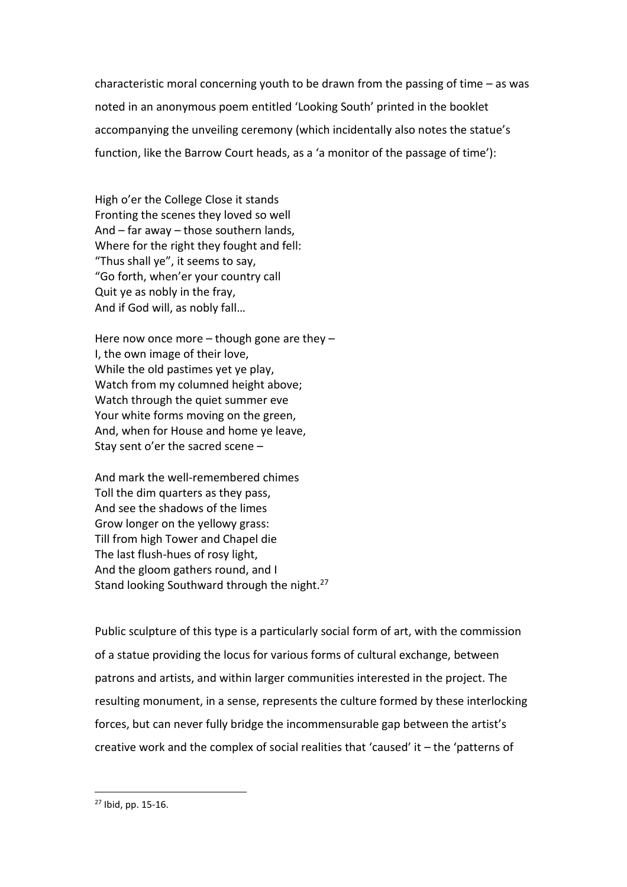characteristic moral concerning youth to be drawn from the passing of time – as was noted in an anonymous poem entitled 'Looking South' printed in the booklet accompanying the unveiling ceremony (which incidentally also notes the statue's function, like the Barrow Court heads, as a 'a monitor of the passage of time'):

High o'er the College Close it stands
Fronting the scenes they loved so well
And – far away – those southern lands,
Where for the right they fought and fell:
"Thus shall ye", it seems to say,
"Go forth, when'er your country call
Quit ye as nobly in the fray,
And if God will, as nobly fall…

Here now once more – though gone are they –
I, the own image of their love,
While the old pastimes yet ye play,
Watch from my columned height above;
Watch through the quiet summer eve
Your white forms moving on the green,
And, when for House and home ye leave,
Stay sent o'er the sacred scene –

And mark the well-remembered chimes
Toll the dim quarters as they pass,
And see the shadows of the limes
Grow longer on the yellowy grass:
Till from high Tower and Chapel die
The last flush-hues of rosy light,
And the gloom gathers round, and I
Stand looking Southward through the night.[27]

Public sculpture of this type is a particularly social form of art, with the commission of a statue providing the locus for various forms of cultural exchange, between patrons and artists, and within larger communities interested in the project. The resulting monument, in a sense, represents the culture formed by these interlocking forces, but can never fully bridge the incommensurable gap between the artist's creative work and the complex of social realities that 'caused' it – the 'patterns of

---

[27] Ibid, pp. 15-16.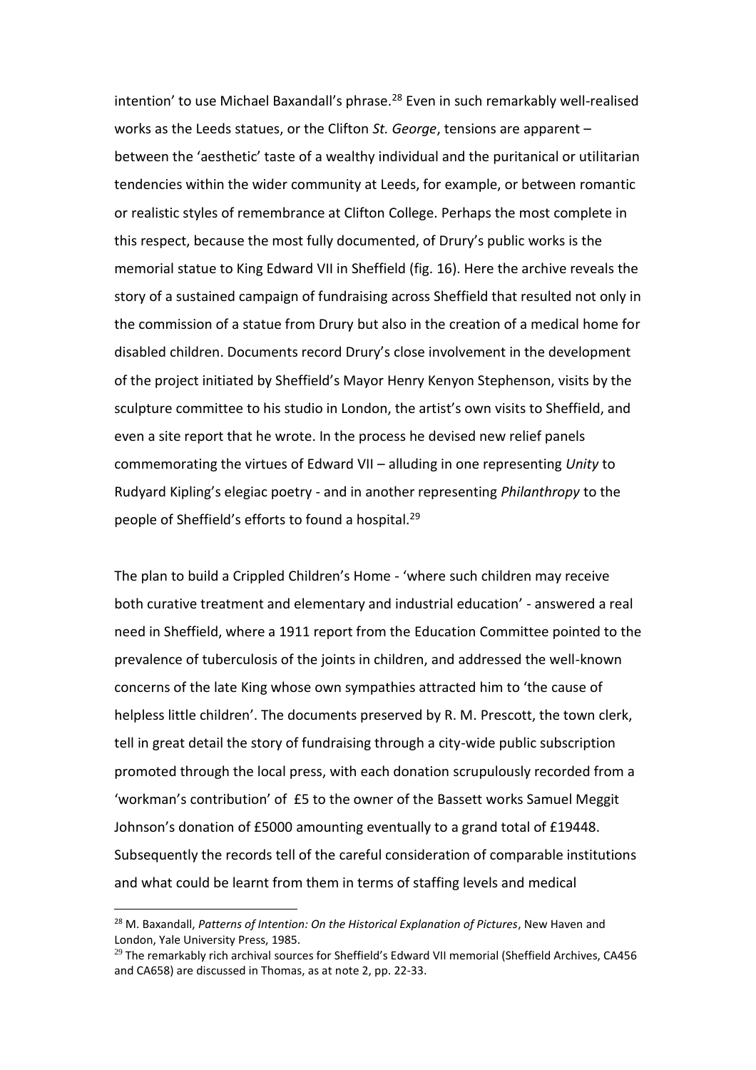intention' to use Michael Baxandall's phrase.[28] Even in such remarkably well-realised works as the Leeds statues, or the Clifton *St. George*, tensions are apparent – between the 'aesthetic' taste of a wealthy individual and the puritanical or utilitarian tendencies within the wider community at Leeds, for example, or between romantic or realistic styles of remembrance at Clifton College. Perhaps the most complete in this respect, because the most fully documented, of Drury's public works is the memorial statue to King Edward VII in Sheffield (fig. 16). Here the archive reveals the story of a sustained campaign of fundraising across Sheffield that resulted not only in the commission of a statue from Drury but also in the creation of a medical home for disabled children. Documents record Drury's close involvement in the development of the project initiated by Sheffield's Mayor Henry Kenyon Stephenson, visits by the sculpture committee to his studio in London, the artist's own visits to Sheffield, and even a site report that he wrote. In the process he devised new relief panels commemorating the virtues of Edward VII – alluding in one representing *Unity* to Rudyard Kipling's elegiac poetry - and in another representing *Philanthropy* to the people of Sheffield's efforts to found a hospital.[29]

The plan to build a Crippled Children's Home - 'where such children may receive both curative treatment and elementary and industrial education' - answered a real need in Sheffield, where a 1911 report from the Education Committee pointed to the prevalence of tuberculosis of the joints in children, and addressed the well-known concerns of the late King whose own sympathies attracted him to 'the cause of helpless little children'. The documents preserved by R. M. Prescott, the town clerk, tell in great detail the story of fundraising through a city-wide public subscription promoted through the local press, with each donation scrupulously recorded from a 'workman's contribution' of £5 to the owner of the Bassett works Samuel Meggit Johnson's donation of £5000 amounting eventually to a grand total of £19448. Subsequently the records tell of the careful consideration of comparable institutions and what could be learnt from them in terms of staffing levels and medical

[28] M. Baxandall, *Patterns of Intention: On the Historical Explanation of Pictures*, New Haven and London, Yale University Press, 1985.

[29] The remarkably rich archival sources for Sheffield's Edward VII memorial (Sheffield Archives, CA456 and CA658) are discussed in Thomas, as at note 2, pp. 22-33.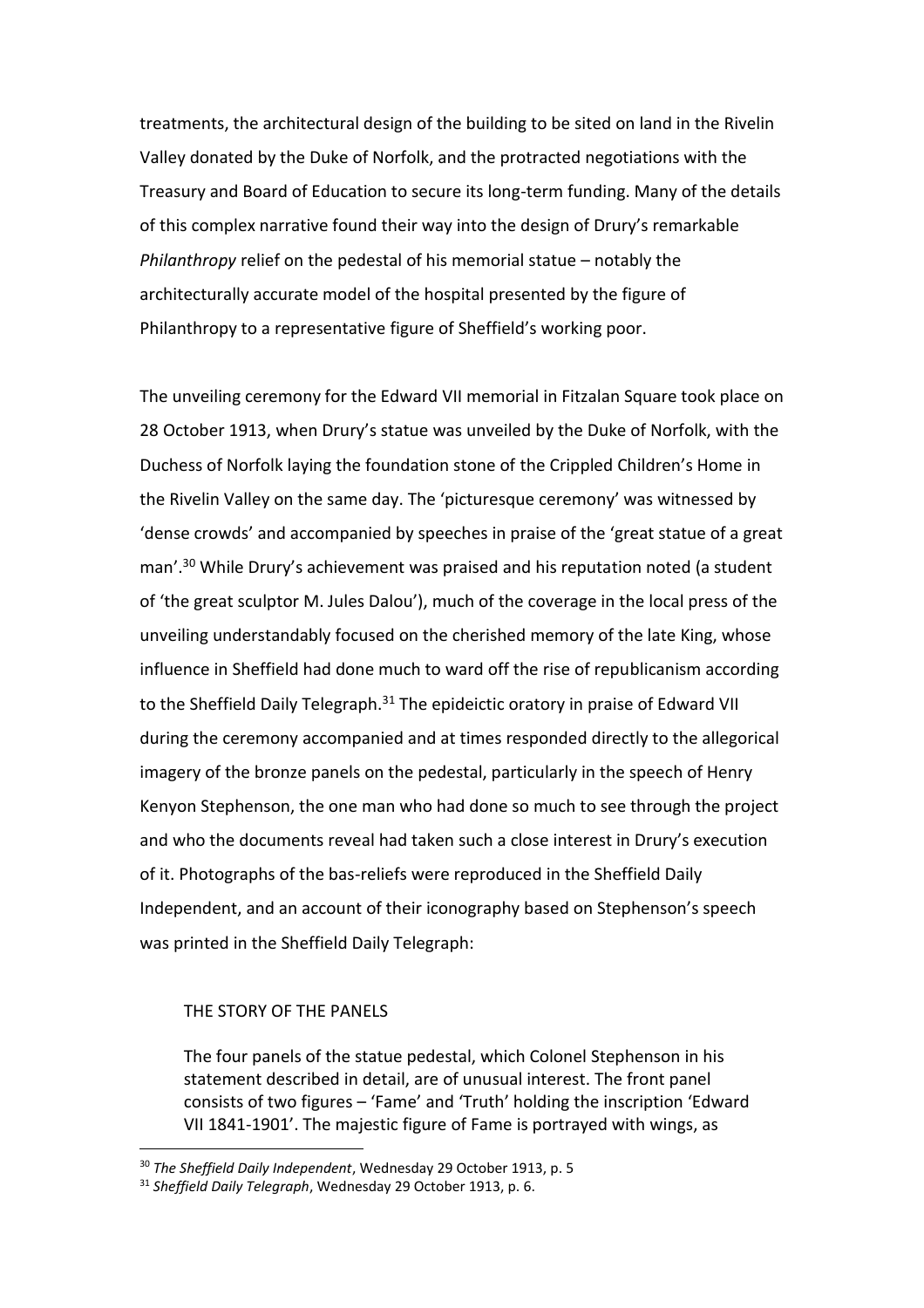treatments, the architectural design of the building to be sited on land in the Rivelin Valley donated by the Duke of Norfolk, and the protracted negotiations with the Treasury and Board of Education to secure its long-term funding. Many of the details of this complex narrative found their way into the design of Drury's remarkable *Philanthropy* relief on the pedestal of his memorial statue – notably the architecturally accurate model of the hospital presented by the figure of Philanthropy to a representative figure of Sheffield's working poor.

The unveiling ceremony for the Edward VII memorial in Fitzalan Square took place on 28 October 1913, when Drury's statue was unveiled by the Duke of Norfolk, with the Duchess of Norfolk laying the foundation stone of the Crippled Children's Home in the Rivelin Valley on the same day. The 'picturesque ceremony' was witnessed by 'dense crowds' and accompanied by speeches in praise of the 'great statue of a great man'.[30] While Drury's achievement was praised and his reputation noted (a student of 'the great sculptor M. Jules Dalou'), much of the coverage in the local press of the unveiling understandably focused on the cherished memory of the late King, whose influence in Sheffield had done much to ward off the rise of republicanism according to the Sheffield Daily Telegraph.[31] The epideictic oratory in praise of Edward VII during the ceremony accompanied and at times responded directly to the allegorical imagery of the bronze panels on the pedestal, particularly in the speech of Henry Kenyon Stephenson, the one man who had done so much to see through the project and who the documents reveal had taken such a close interest in Drury's execution of it. Photographs of the bas-reliefs were reproduced in the Sheffield Daily Independent, and an account of their iconography based on Stephenson's speech was printed in the Sheffield Daily Telegraph:

> THE STORY OF THE PANELS
>
> The four panels of the statue pedestal, which Colonel Stephenson in his statement described in detail, are of unusual interest. The front panel consists of two figures – 'Fame' and 'Truth' holding the inscription 'Edward VII 1841-1901'. The majestic figure of Fame is portrayed with wings, as

[30] *The Sheffield Daily Independent*, Wednesday 29 October 1913, p. 5

[31] *Sheffield Daily Telegraph*, Wednesday 29 October 1913, p. 6.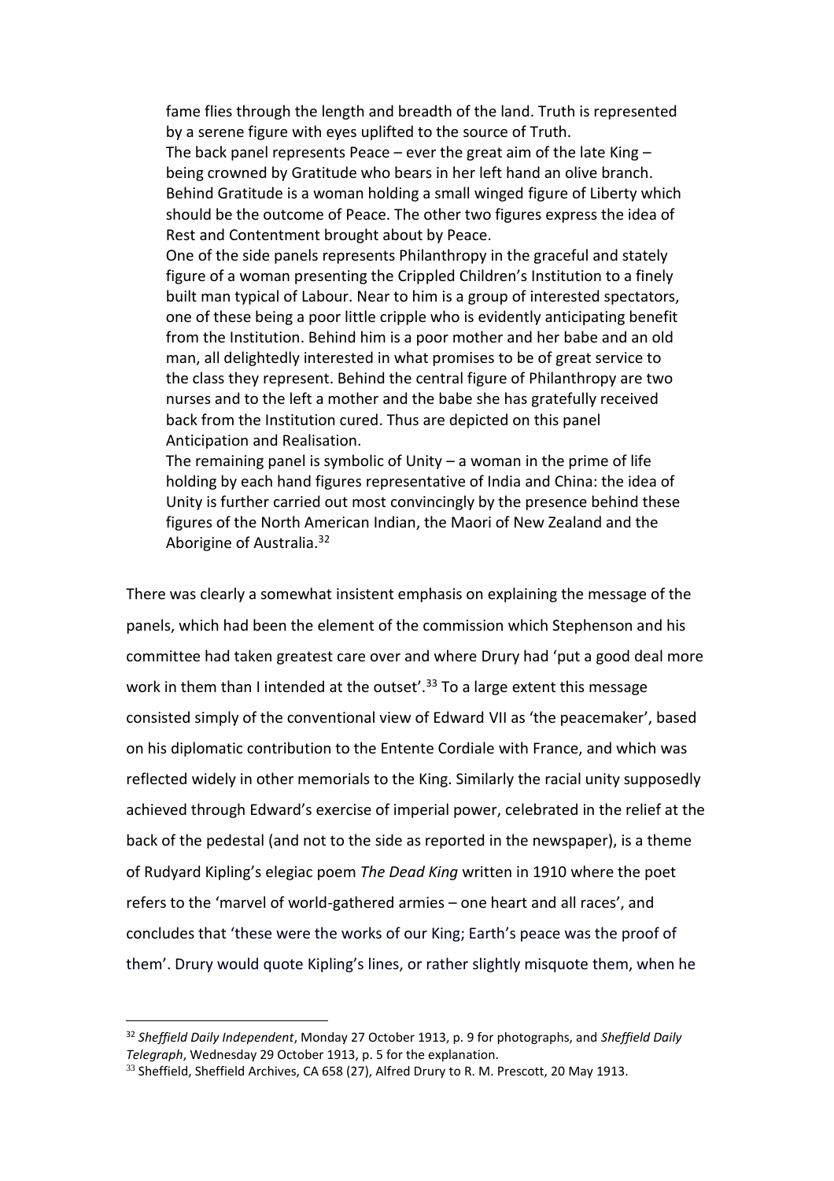> fame flies through the length and breadth of the land. Truth is represented by a serene figure with eyes uplifted to the source of Truth.
> The back panel represents Peace – ever the great aim of the late King – being crowned by Gratitude who bears in her left hand an olive branch. Behind Gratitude is a woman holding a small winged figure of Liberty which should be the outcome of Peace. The other two figures express the idea of Rest and Contentment brought about by Peace.
> One of the side panels represents Philanthropy in the graceful and stately figure of a woman presenting the Crippled Children's Institution to a finely built man typical of Labour. Near to him is a group of interested spectators, one of these being a poor little cripple who is evidently anticipating benefit from the Institution. Behind him is a poor mother and her babe and an old man, all delightedly interested in what promises to be of great service to the class they represent. Behind the central figure of Philanthropy are two nurses and to the left a mother and the babe she has gratefully received back from the Institution cured. Thus are depicted on this panel Anticipation and Realisation.
> The remaining panel is symbolic of Unity – a woman in the prime of life holding by each hand figures representative of India and China: the idea of Unity is further carried out most convincingly by the presence behind these figures of the North American Indian, the Maori of New Zealand and the Aborigine of Australia.[32]

There was clearly a somewhat insistent emphasis on explaining the message of the panels, which had been the element of the commission which Stephenson and his committee had taken greatest care over and where Drury had 'put a good deal more work in them than I intended at the outset'.[33] To a large extent this message consisted simply of the conventional view of Edward VII as 'the peacemaker', based on his diplomatic contribution to the Entente Cordiale with France, and which was reflected widely in other memorials to the King. Similarly the racial unity supposedly achieved through Edward's exercise of imperial power, celebrated in the relief at the back of the pedestal (and not to the side as reported in the newspaper), is a theme of Rudyard Kipling's elegiac poem *The Dead King* written in 1910 where the poet refers to the 'marvel of world-gathered armies – one heart and all races', and concludes that 'these were the works of our King; Earth's peace was the proof of them'. Drury would quote Kipling's lines, or rather slightly misquote them, when he

---

[32] *Sheffield Daily Independent*, Monday 27 October 1913, p. 9 for photographs, and *Sheffield Daily Telegraph*, Wednesday 29 October 1913, p. 5 for the explanation.

[33] Sheffield, Sheffield Archives, CA 658 (27), Alfred Drury to R. M. Prescott, 20 May 1913.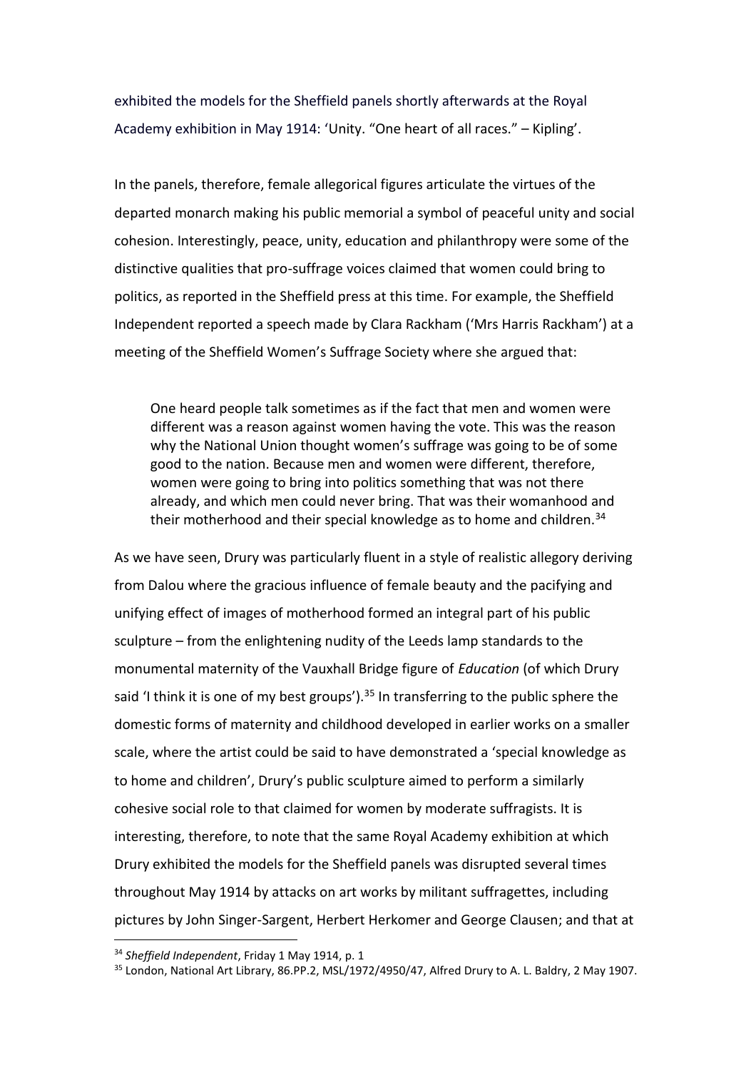exhibited the models for the Sheffield panels shortly afterwards at the Royal Academy exhibition in May 1914: 'Unity. "One heart of all races." – Kipling'.

In the panels, therefore, female allegorical figures articulate the virtues of the departed monarch making his public memorial a symbol of peaceful unity and social cohesion. Interestingly, peace, unity, education and philanthropy were some of the distinctive qualities that pro-suffrage voices claimed that women could bring to politics, as reported in the Sheffield press at this time. For example, the Sheffield Independent reported a speech made by Clara Rackham ('Mrs Harris Rackham') at a meeting of the Sheffield Women's Suffrage Society where she argued that:

> One heard people talk sometimes as if the fact that men and women were different was a reason against women having the vote. This was the reason why the National Union thought women's suffrage was going to be of some good to the nation. Because men and women were different, therefore, women were going to bring into politics something that was not there already, and which men could never bring. That was their womanhood and their motherhood and their special knowledge as to home and children.[34]

As we have seen, Drury was particularly fluent in a style of realistic allegory deriving from Dalou where the gracious influence of female beauty and the pacifying and unifying effect of images of motherhood formed an integral part of his public sculpture – from the enlightening nudity of the Leeds lamp standards to the monumental maternity of the Vauxhall Bridge figure of *Education* (of which Drury said 'I think it is one of my best groups').[35] In transferring to the public sphere the domestic forms of maternity and childhood developed in earlier works on a smaller scale, where the artist could be said to have demonstrated a 'special knowledge as to home and children', Drury's public sculpture aimed to perform a similarly cohesive social role to that claimed for women by moderate suffragists. It is interesting, therefore, to note that the same Royal Academy exhibition at which Drury exhibited the models for the Sheffield panels was disrupted several times throughout May 1914 by attacks on art works by militant suffragettes, including pictures by John Singer-Sargent, Herbert Herkomer and George Clausen; and that at

---

[34] *Sheffield Independent*, Friday 1 May 1914, p. 1

[35] London, National Art Library, 86.PP.2, MSL/1972/4950/47, Alfred Drury to A. L. Baldry, 2 May 1907.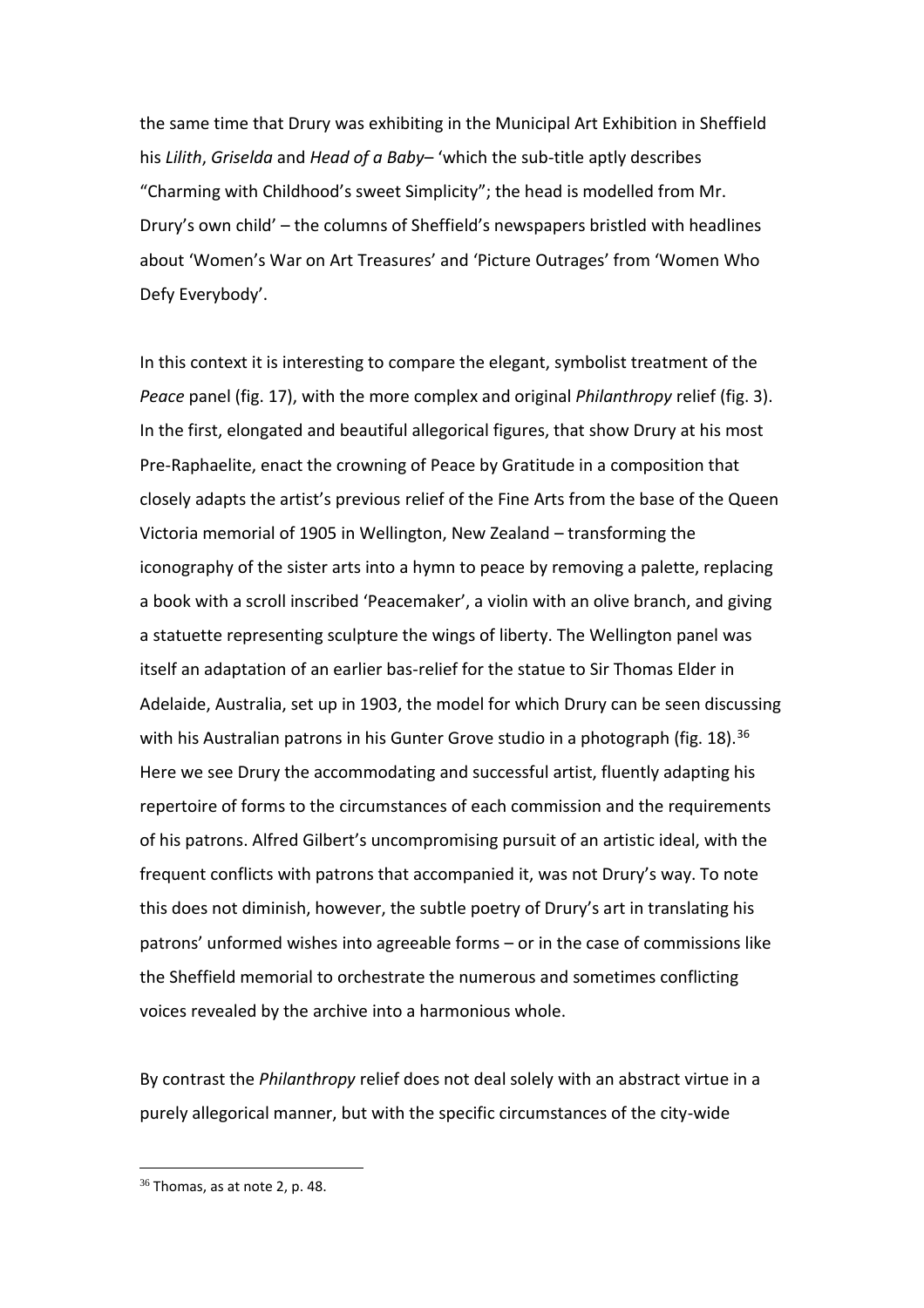the same time that Drury was exhibiting in the Municipal Art Exhibition in Sheffield his *Lilith*, *Griselda* and *Head of a Baby*– 'which the sub-title aptly describes "Charming with Childhood's sweet Simplicity"; the head is modelled from Mr. Drury's own child' – the columns of Sheffield's newspapers bristled with headlines about 'Women's War on Art Treasures' and 'Picture Outrages' from 'Women Who Defy Everybody'.

In this context it is interesting to compare the elegant, symbolist treatment of the *Peace* panel (fig. 17), with the more complex and original *Philanthropy* relief (fig. 3). In the first, elongated and beautiful allegorical figures, that show Drury at his most Pre-Raphaelite, enact the crowning of Peace by Gratitude in a composition that closely adapts the artist's previous relief of the Fine Arts from the base of the Queen Victoria memorial of 1905 in Wellington, New Zealand – transforming the iconography of the sister arts into a hymn to peace by removing a palette, replacing a book with a scroll inscribed 'Peacemaker', a violin with an olive branch, and giving a statuette representing sculpture the wings of liberty. The Wellington panel was itself an adaptation of an earlier bas-relief for the statue to Sir Thomas Elder in Adelaide, Australia, set up in 1903, the model for which Drury can be seen discussing with his Australian patrons in his Gunter Grove studio in a photograph (fig. 18).[36] Here we see Drury the accommodating and successful artist, fluently adapting his repertoire of forms to the circumstances of each commission and the requirements of his patrons. Alfred Gilbert's uncompromising pursuit of an artistic ideal, with the frequent conflicts with patrons that accompanied it, was not Drury's way. To note this does not diminish, however, the subtle poetry of Drury's art in translating his patrons' unformed wishes into agreeable forms – or in the case of commissions like the Sheffield memorial to orchestrate the numerous and sometimes conflicting voices revealed by the archive into a harmonious whole.

By contrast the *Philanthropy* relief does not deal solely with an abstract virtue in a purely allegorical manner, but with the specific circumstances of the city-wide

[36] Thomas, as at note 2, p. 48.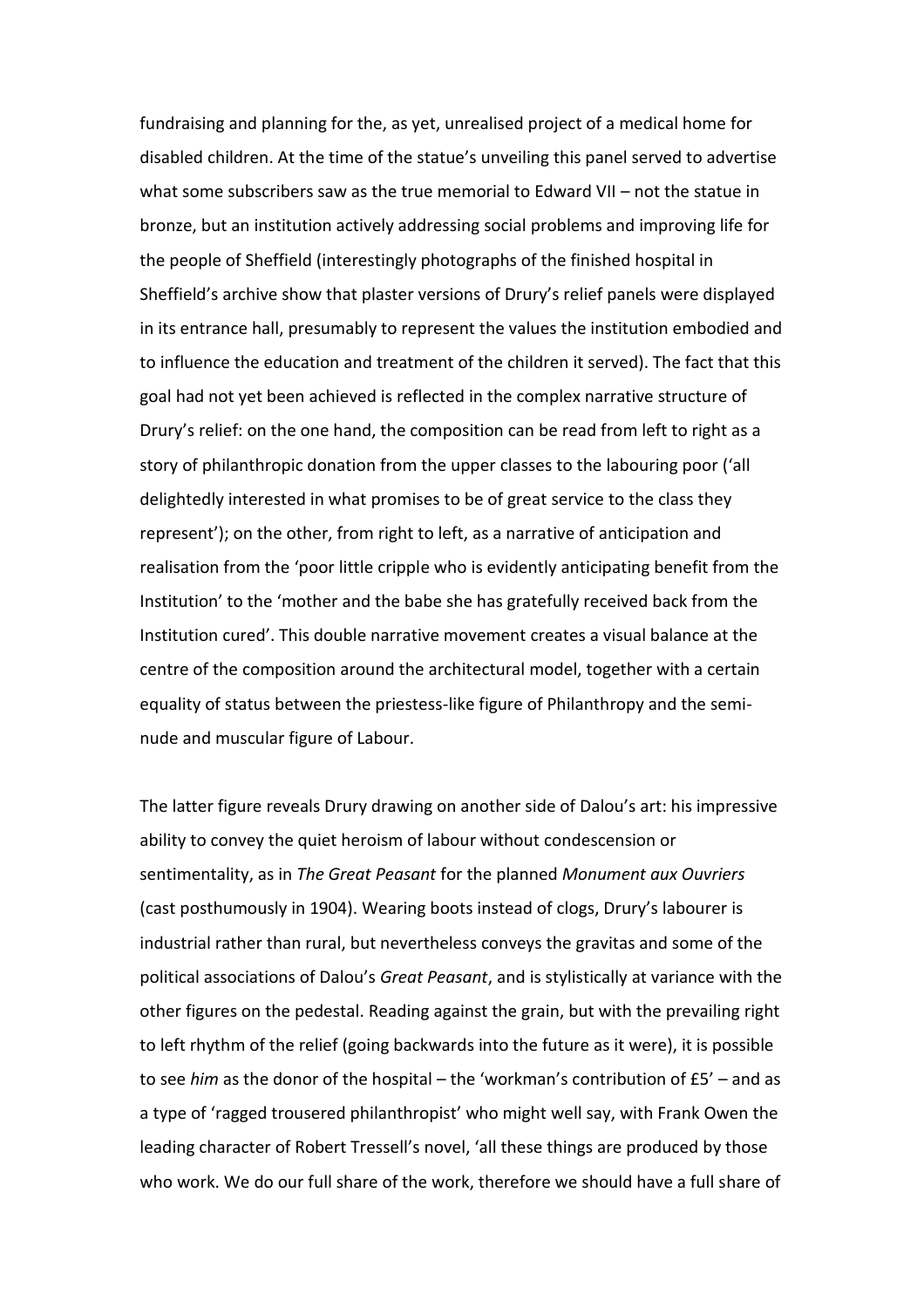fundraising and planning for the, as yet, unrealised project of a medical home for disabled children. At the time of the statue's unveiling this panel served to advertise what some subscribers saw as the true memorial to Edward VII – not the statue in bronze, but an institution actively addressing social problems and improving life for the people of Sheffield (interestingly photographs of the finished hospital in Sheffield's archive show that plaster versions of Drury's relief panels were displayed in its entrance hall, presumably to represent the values the institution embodied and to influence the education and treatment of the children it served). The fact that this goal had not yet been achieved is reflected in the complex narrative structure of Drury's relief: on the one hand, the composition can be read from left to right as a story of philanthropic donation from the upper classes to the labouring poor ('all delightedly interested in what promises to be of great service to the class they represent'); on the other, from right to left, as a narrative of anticipation and realisation from the 'poor little cripple who is evidently anticipating benefit from the Institution' to the 'mother and the babe she has gratefully received back from the Institution cured'. This double narrative movement creates a visual balance at the centre of the composition around the architectural model, together with a certain equality of status between the priestess-like figure of Philanthropy and the semi-nude and muscular figure of Labour.

The latter figure reveals Drury drawing on another side of Dalou's art: his impressive ability to convey the quiet heroism of labour without condescension or sentimentality, as in *The Great Peasant* for the planned *Monument aux Ouvriers* (cast posthumously in 1904). Wearing boots instead of clogs, Drury's labourer is industrial rather than rural, but nevertheless conveys the gravitas and some of the political associations of Dalou's *Great Peasant*, and is stylistically at variance with the other figures on the pedestal. Reading against the grain, but with the prevailing right to left rhythm of the relief (going backwards into the future as it were), it is possible to see *him* as the donor of the hospital – the 'workman's contribution of £5' – and as a type of 'ragged trousered philanthropist' who might well say, with Frank Owen the leading character of Robert Tressell's novel, 'all these things are produced by those who work. We do our full share of the work, therefore we should have a full share of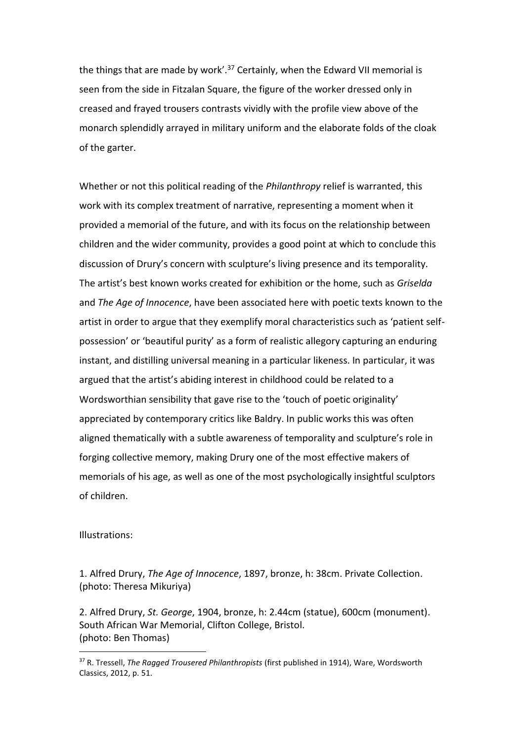the things that are made by work'.[37] Certainly, when the Edward VII memorial is seen from the side in Fitzalan Square, the figure of the worker dressed only in creased and frayed trousers contrasts vividly with the profile view above of the monarch splendidly arrayed in military uniform and the elaborate folds of the cloak of the garter.

Whether or not this political reading of the *Philanthropy* relief is warranted, this work with its complex treatment of narrative, representing a moment when it provided a memorial of the future, and with its focus on the relationship between children and the wider community, provides a good point at which to conclude this discussion of Drury's concern with sculpture's living presence and its temporality. The artist's best known works created for exhibition or the home, such as *Griselda* and *The Age of Innocence*, have been associated here with poetic texts known to the artist in order to argue that they exemplify moral characteristics such as 'patient self-possession' or 'beautiful purity' as a form of realistic allegory capturing an enduring instant, and distilling universal meaning in a particular likeness. In particular, it was argued that the artist's abiding interest in childhood could be related to a Wordsworthian sensibility that gave rise to the 'touch of poetic originality' appreciated by contemporary critics like Baldry. In public works this was often aligned thematically with a subtle awareness of temporality and sculpture's role in forging collective memory, making Drury one of the most effective makers of memorials of his age, as well as one of the most psychologically insightful sculptors of children.

Illustrations:

1. Alfred Drury, *The Age of Innocence*, 1897, bronze, h: 38cm. Private Collection. (photo: Theresa Mikuriya)

2. Alfred Drury, *St. George*, 1904, bronze, h: 2.44cm (statue), 600cm (monument). South African War Memorial, Clifton College, Bristol. (photo: Ben Thomas)

[37] R. Tressell, *The Ragged Trousered Philanthropists* (first published in 1914), Ware, Wordsworth Classics, 2012, p. 51.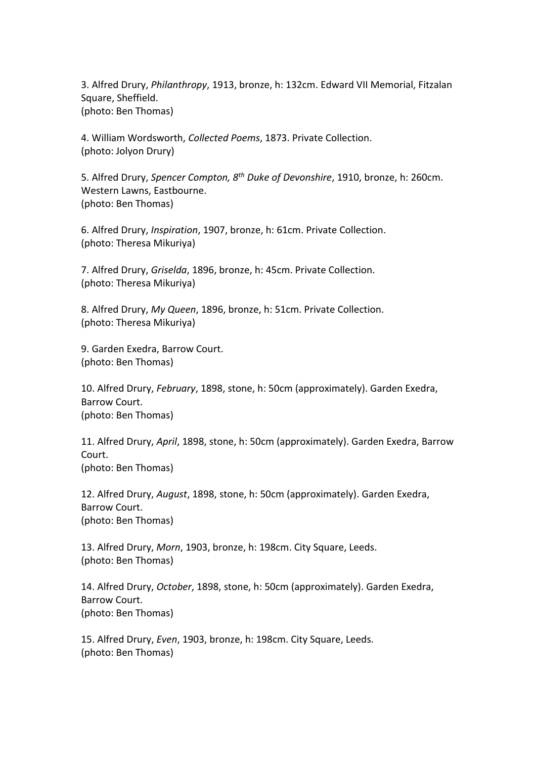3. Alfred Drury, *Philanthropy*, 1913, bronze, h: 132cm. Edward VII Memorial, Fitzalan Square, Sheffield.
(photo: Ben Thomas)

4. William Wordsworth, *Collected Poems*, 1873. Private Collection.
(photo: Jolyon Drury)

5. Alfred Drury, *Spencer Compton, 8th Duke of Devonshire*, 1910, bronze, h: 260cm. Western Lawns, Eastbourne.
(photo: Ben Thomas)

6. Alfred Drury, *Inspiration*, 1907, bronze, h: 61cm. Private Collection.
(photo: Theresa Mikuriya)

7. Alfred Drury, *Griselda*, 1896, bronze, h: 45cm. Private Collection.
(photo: Theresa Mikuriya)

8. Alfred Drury, *My Queen*, 1896, bronze, h: 51cm. Private Collection.
(photo: Theresa Mikuriya)

9. Garden Exedra, Barrow Court.
(photo: Ben Thomas)

10. Alfred Drury, *February*, 1898, stone, h: 50cm (approximately). Garden Exedra, Barrow Court.
(photo: Ben Thomas)

11. Alfred Drury, *April*, 1898, stone, h: 50cm (approximately). Garden Exedra, Barrow Court.
(photo: Ben Thomas)

12. Alfred Drury, *August*, 1898, stone, h: 50cm (approximately). Garden Exedra, Barrow Court.
(photo: Ben Thomas)

13. Alfred Drury, *Morn*, 1903, bronze, h: 198cm. City Square, Leeds.
(photo: Ben Thomas)

14. Alfred Drury, *October*, 1898, stone, h: 50cm (approximately). Garden Exedra, Barrow Court.
(photo: Ben Thomas)

15. Alfred Drury, *Even*, 1903, bronze, h: 198cm. City Square, Leeds.
(photo: Ben Thomas)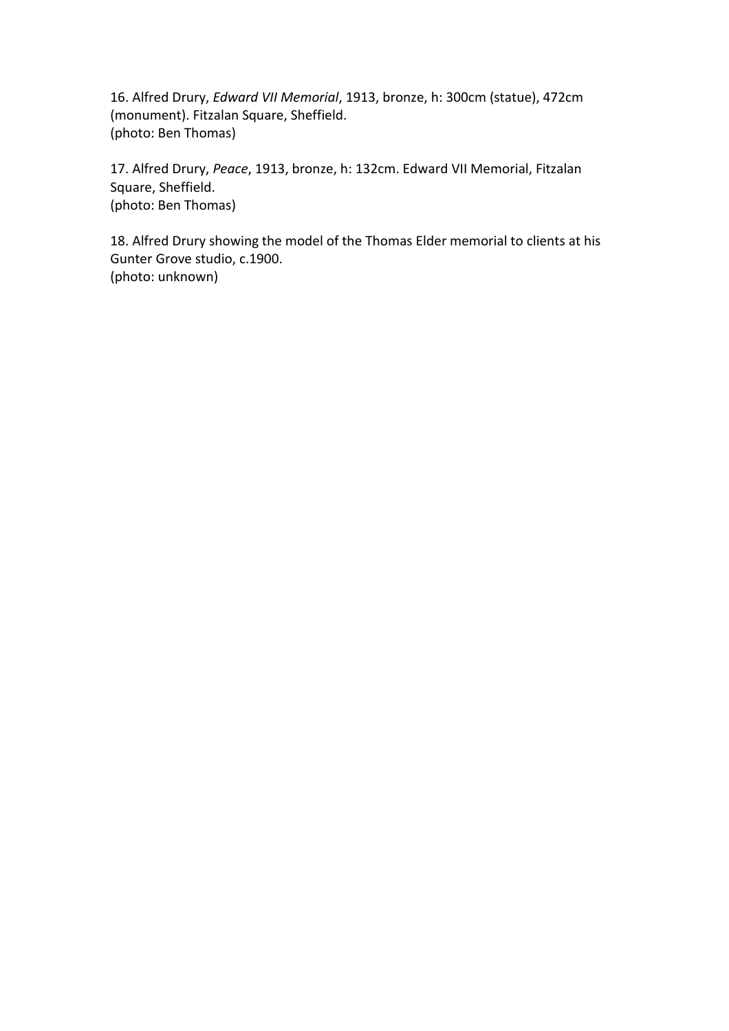16. Alfred Drury, *Edward VII Memorial*, 1913, bronze, h: 300cm (statue), 472cm (monument). Fitzalan Square, Sheffield.
(photo: Ben Thomas)

17. Alfred Drury, *Peace*, 1913, bronze, h: 132cm. Edward VII Memorial, Fitzalan Square, Sheffield.
(photo: Ben Thomas)

18. Alfred Drury showing the model of the Thomas Elder memorial to clients at his Gunter Grove studio, c.1900.
(photo: unknown)